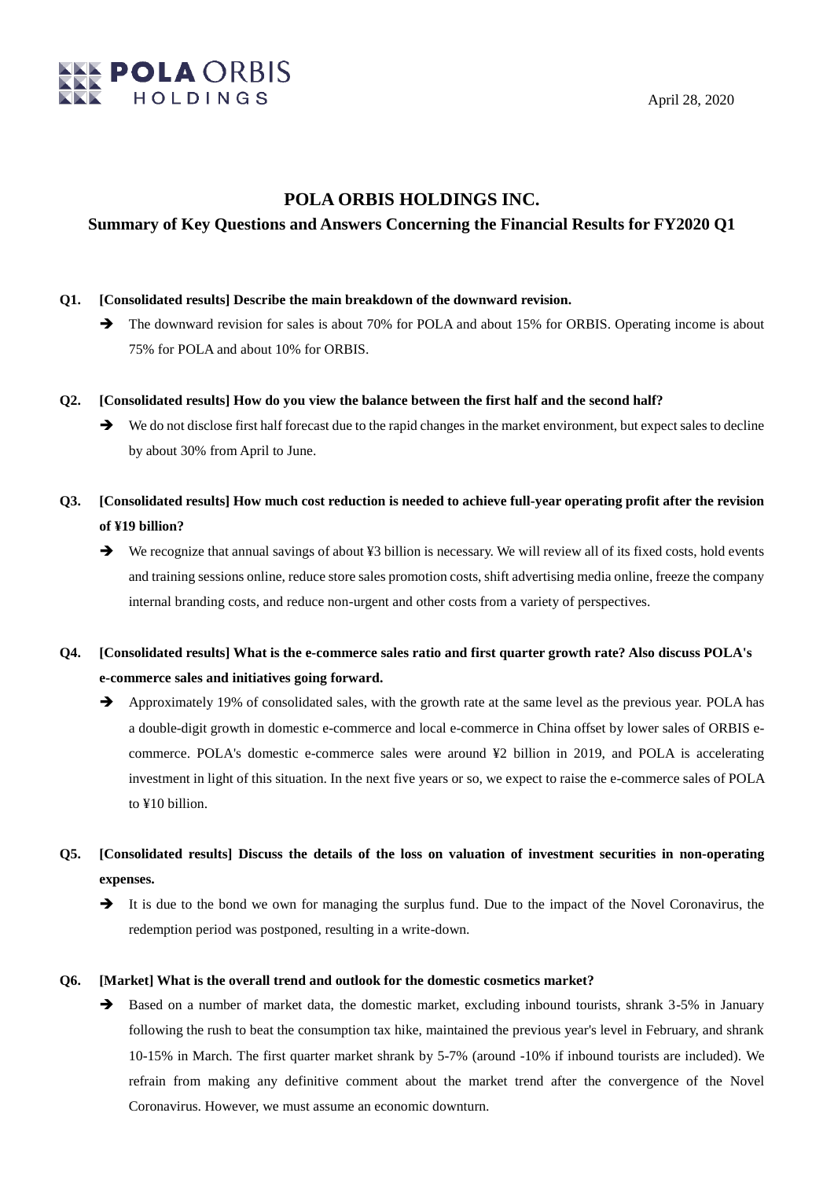April 28, 2020

# POLA ORBIS HOLDINGS INC.

## Summary of Key Questions and Answers Concerning the Financial Results for FY2020 Q1

**Q1. [Consolidated results] Describe the main breakdown of the downward revision.**

➔ The downward revision for sales is about 70% for POLA and about 15% for ORBIS. Operating income is about 75% for POLA and about 10% for ORBIS.

**Q2. [Consolidated results] How do you view the balance between the first half and the second half?**

➔ We do not disclose first half forecast due to the rapid changes in the market environment, but expect sales to decline by about 30% from April to June.

**Q3. [Consolidated results] How much cost reduction is needed to achieve full-year operating profit after the revision of ¥19 billion?**

➔ We recognize that annual savings of about ¥3 billion is necessary. We will review all of its fixed costs, hold events and training sessions online, reduce store sales promotion costs, shift advertising media online, freeze the company internal branding costs, and reduce non-urgent and other costs from a variety of perspectives.

**Q4. [Consolidated results] What is the e-commerce sales ratio and first quarter growth rate? Also discuss POLA's e-commerce sales and initiatives going forward.**

➔ Approximately 19% of consolidated sales, with the growth rate at the same level as the previous year. POLA has a double-digit growth in domestic e-commerce and local e-commerce in China offset by lower sales of ORBIS e-commerce. POLA's domestic e-commerce sales were around ¥2 billion in 2019, and POLA is accelerating investment in light of this situation. In the next five years or so, we expect to raise the e-commerce sales of POLA to ¥10 billion.

**Q5. [Consolidated results] Discuss the details of the loss on valuation of investment securities in non-operating expenses.**

➔ It is due to the bond we own for managing the surplus fund. Due to the impact of the Novel Coronavirus, the redemption period was postponed, resulting in a write-down.

**Q6. [Market] What is the overall trend and outlook for the domestic cosmetics market?**

➔ Based on a number of market data, the domestic market, excluding inbound tourists, shrank 3-5% in January following the rush to beat the consumption tax hike, maintained the previous year's level in February, and shrank 10-15% in March. The first quarter market shrank by 5-7% (around -10% if inbound tourists are included). We refrain from making any definitive comment about the market trend after the convergence of the Novel Coronavirus. However, we must assume an economic downturn.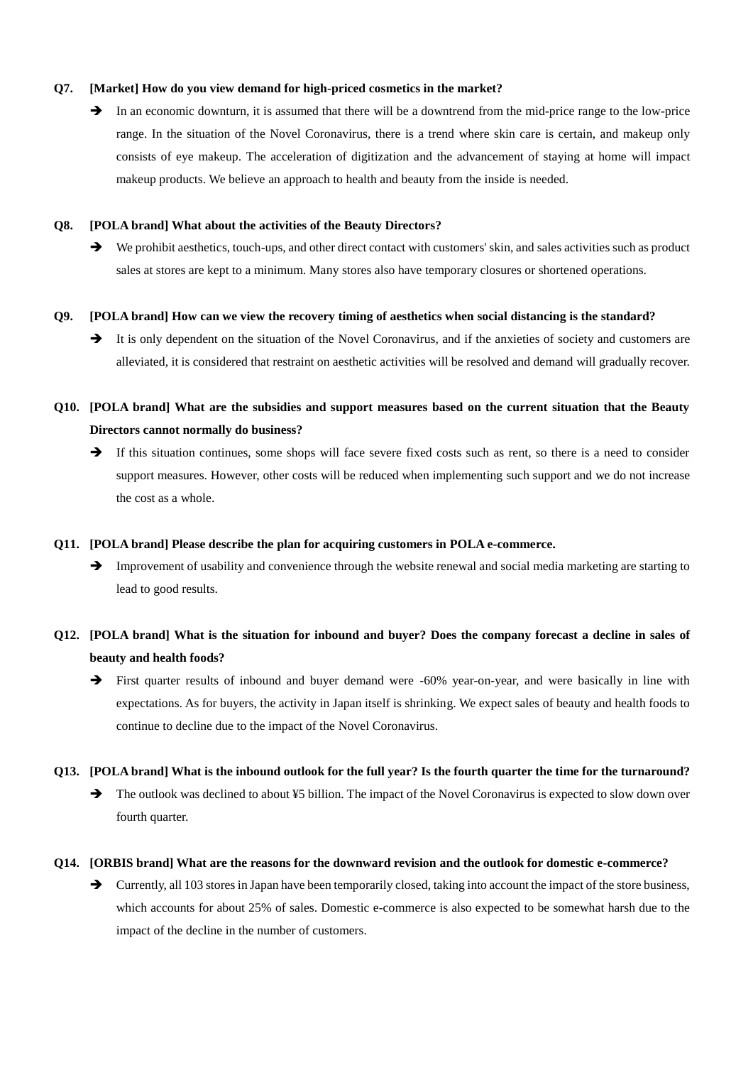**Q7. [Market] How do you view demand for high-priced cosmetics in the market?**

➔ In an economic downturn, it is assumed that there will be a downtrend from the mid-price range to the low-price range. In the situation of the Novel Coronavirus, there is a trend where skin care is certain, and makeup only consists of eye makeup. The acceleration of digitization and the advancement of staying at home will impact makeup products. We believe an approach to health and beauty from the inside is needed.

**Q8. [POLA brand] What about the activities of the Beauty Directors?**

➔ We prohibit aesthetics, touch-ups, and other direct contact with customers' skin, and sales activities such as product sales at stores are kept to a minimum. Many stores also have temporary closures or shortened operations.

**Q9. [POLA brand] How can we view the recovery timing of aesthetics when social distancing is the standard?**

➔ It is only dependent on the situation of the Novel Coronavirus, and if the anxieties of society and customers are alleviated, it is considered that restraint on aesthetic activities will be resolved and demand will gradually recover.

**Q10. [POLA brand] What are the subsidies and support measures based on the current situation that the Beauty Directors cannot normally do business?**

➔ If this situation continues, some shops will face severe fixed costs such as rent, so there is a need to consider support measures. However, other costs will be reduced when implementing such support and we do not increase the cost as a whole.

**Q11. [POLA brand] Please describe the plan for acquiring customers in POLA e-commerce.**

➔ Improvement of usability and convenience through the website renewal and social media marketing are starting to lead to good results.

**Q12. [POLA brand] What is the situation for inbound and buyer? Does the company forecast a decline in sales of beauty and health foods?**

➔ First quarter results of inbound and buyer demand were -60% year-on-year, and were basically in line with expectations. As for buyers, the activity in Japan itself is shrinking. We expect sales of beauty and health foods to continue to decline due to the impact of the Novel Coronavirus.

**Q13. [POLA brand] What is the inbound outlook for the full year? Is the fourth quarter the time for the turnaround?**

➔ The outlook was declined to about ¥5 billion. The impact of the Novel Coronavirus is expected to slow down over fourth quarter.

**Q14. [ORBIS brand] What are the reasons for the downward revision and the outlook for domestic e-commerce?**

➔ Currently, all 103 stores in Japan have been temporarily closed, taking into account the impact of the store business, which accounts for about 25% of sales. Domestic e-commerce is also expected to be somewhat harsh due to the impact of the decline in the number of customers.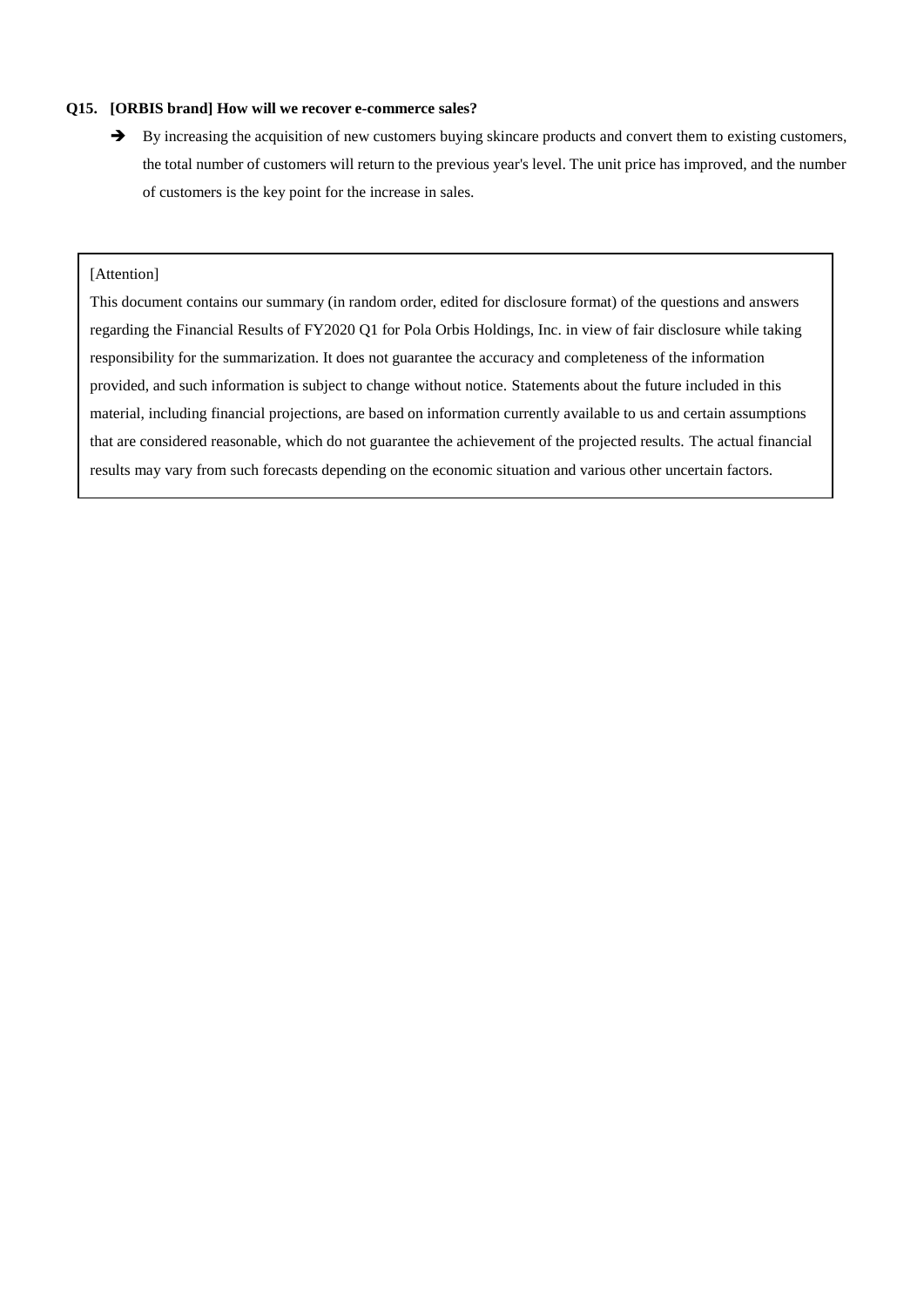**Q15. [ORBIS brand] How will we recover e-commerce sales?**

➔ By increasing the acquisition of new customers buying skincare products and convert them to existing customers, the total number of customers will return to the previous year's level. The unit price has improved, and the number of customers is the key point for the increase in sales.

> [Attention]
>
> This document contains our summary (in random order, edited for disclosure format) of the questions and answers regarding the Financial Results of FY2020 Q1 for Pola Orbis Holdings, Inc. in view of fair disclosure while taking responsibility for the summarization. It does not guarantee the accuracy and completeness of the information provided, and such information is subject to change without notice. Statements about the future included in this material, including financial projections, are based on information currently available to us and certain assumptions that are considered reasonable, which do not guarantee the achievement of the projected results. The actual financial results may vary from such forecasts depending on the economic situation and various other uncertain factors.